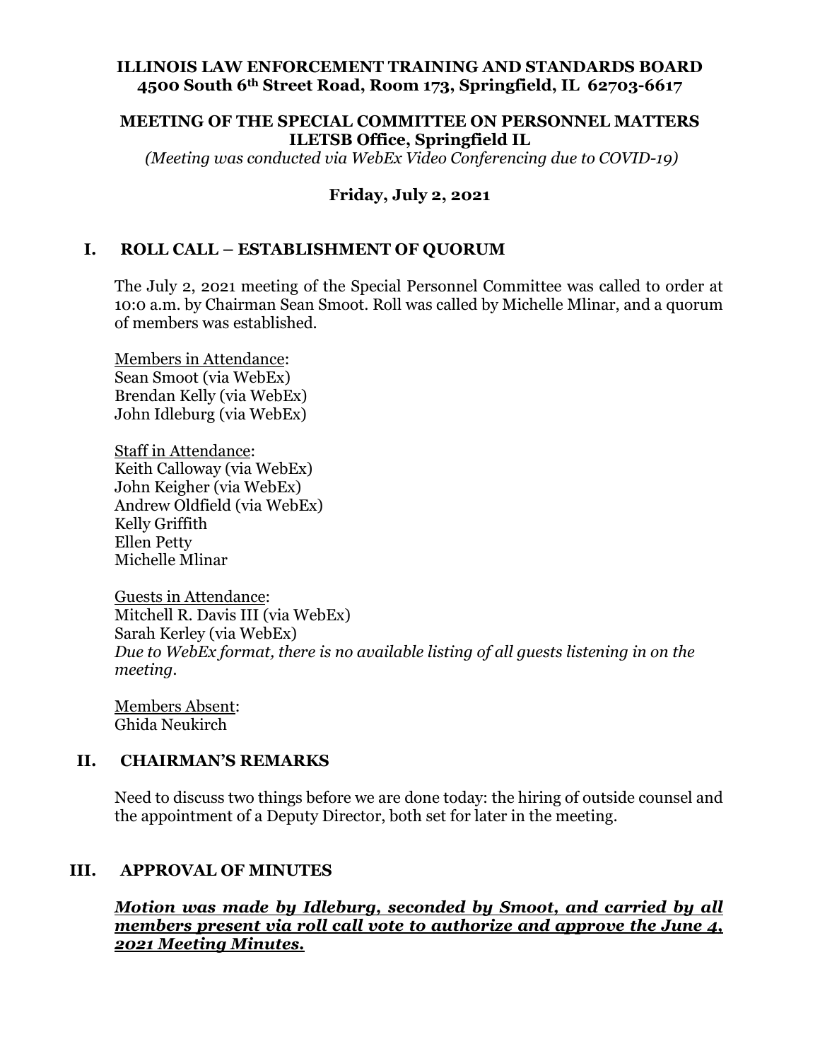**ILLINOIS LAW ENFORCEMENT TRAINING AND STANDARDS BOARD**
**4500 South 6th Street Road, Room 173, Springfield, IL 62703-6617**

**MEETING OF THE SPECIAL COMMITTEE ON PERSONNEL MATTERS**
**ILETSB Office, Springfield IL**
*(Meeting was conducted via WebEx Video Conferencing due to COVID-19)*

**Friday, July 2, 2021**

## I. ROLL CALL – ESTABLISHMENT OF QUORUM

The July 2, 2021 meeting of the Special Personnel Committee was called to order at 10:0 a.m. by Chairman Sean Smoot. Roll was called by Michelle Mlinar, and a quorum of members was established.

Members in Attendance:
Sean Smoot (via WebEx)
Brendan Kelly (via WebEx)
John Idleburg (via WebEx)

Staff in Attendance:
Keith Calloway (via WebEx)
John Keigher (via WebEx)
Andrew Oldfield (via WebEx)
Kelly Griffith
Ellen Petty
Michelle Mlinar

Guests in Attendance:
Mitchell R. Davis III (via WebEx)
Sarah Kerley (via WebEx)
*Due to WebEx format, there is no available listing of all guests listening in on the meeting.*

Members Absent:
Ghida Neukirch

## II. CHAIRMAN'S REMARKS

Need to discuss two things before we are done today: the hiring of outside counsel and the appointment of a Deputy Director, both set for later in the meeting.

## III. APPROVAL OF MINUTES

***Motion was made by Idleburg, seconded by Smoot, and carried by all members present via roll call vote to authorize and approve the June 4, 2021 Meeting Minutes.***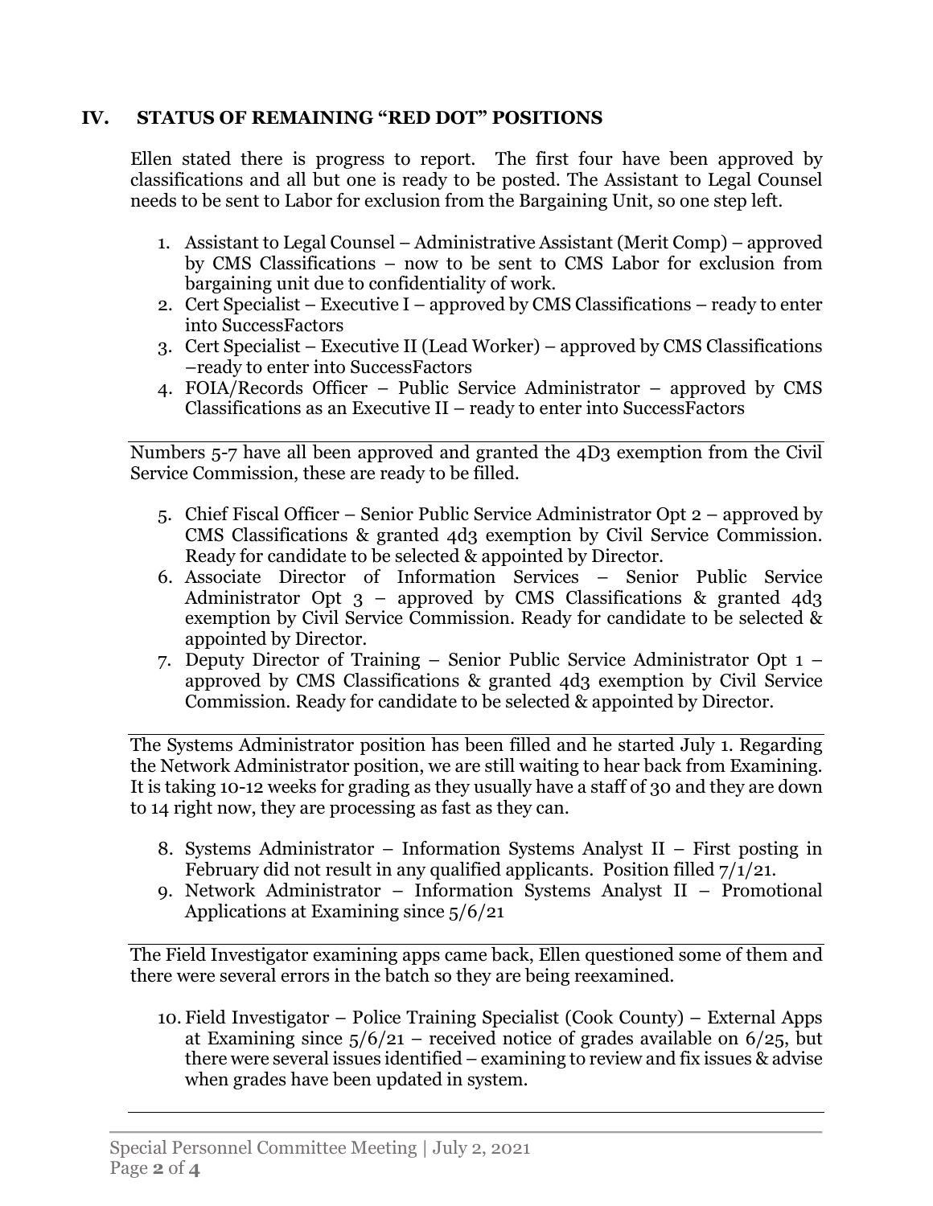## IV. STATUS OF REMAINING "RED DOT" POSITIONS

Ellen stated there is progress to report. The first four have been approved by classifications and all but one is ready to be posted. The Assistant to Legal Counsel needs to be sent to Labor for exclusion from the Bargaining Unit, so one step left.

1. Assistant to Legal Counsel – Administrative Assistant (Merit Comp) – approved by CMS Classifications – now to be sent to CMS Labor for exclusion from bargaining unit due to confidentiality of work.
2. Cert Specialist – Executive I – approved by CMS Classifications – ready to enter into SuccessFactors
3. Cert Specialist – Executive II (Lead Worker) – approved by CMS Classifications –ready to enter into SuccessFactors
4. FOIA/Records Officer – Public Service Administrator – approved by CMS Classifications as an Executive II – ready to enter into SuccessFactors

---

Numbers 5-7 have all been approved and granted the 4D3 exemption from the Civil Service Commission, these are ready to be filled.

5. Chief Fiscal Officer – Senior Public Service Administrator Opt 2 – approved by CMS Classifications & granted 4d3 exemption by Civil Service Commission. Ready for candidate to be selected & appointed by Director.
6. Associate Director of Information Services – Senior Public Service Administrator Opt 3 – approved by CMS Classifications & granted 4d3 exemption by Civil Service Commission. Ready for candidate to be selected & appointed by Director.
7. Deputy Director of Training – Senior Public Service Administrator Opt 1 – approved by CMS Classifications & granted 4d3 exemption by Civil Service Commission. Ready for candidate to be selected & appointed by Director.

---

The Systems Administrator position has been filled and he started July 1. Regarding the Network Administrator position, we are still waiting to hear back from Examining. It is taking 10-12 weeks for grading as they usually have a staff of 30 and they are down to 14 right now, they are processing as fast as they can.

8. Systems Administrator – Information Systems Analyst II – First posting in February did not result in any qualified applicants. Position filled 7/1/21.
9. Network Administrator – Information Systems Analyst II – Promotional Applications at Examining since 5/6/21

---

The Field Investigator examining apps came back, Ellen questioned some of them and there were several errors in the batch so they are being reexamined.

10. Field Investigator – Police Training Specialist (Cook County) – External Apps at Examining since 5/6/21 – received notice of grades available on 6/25, but there were several issues identified – examining to review and fix issues & advise when grades have been updated in system.

---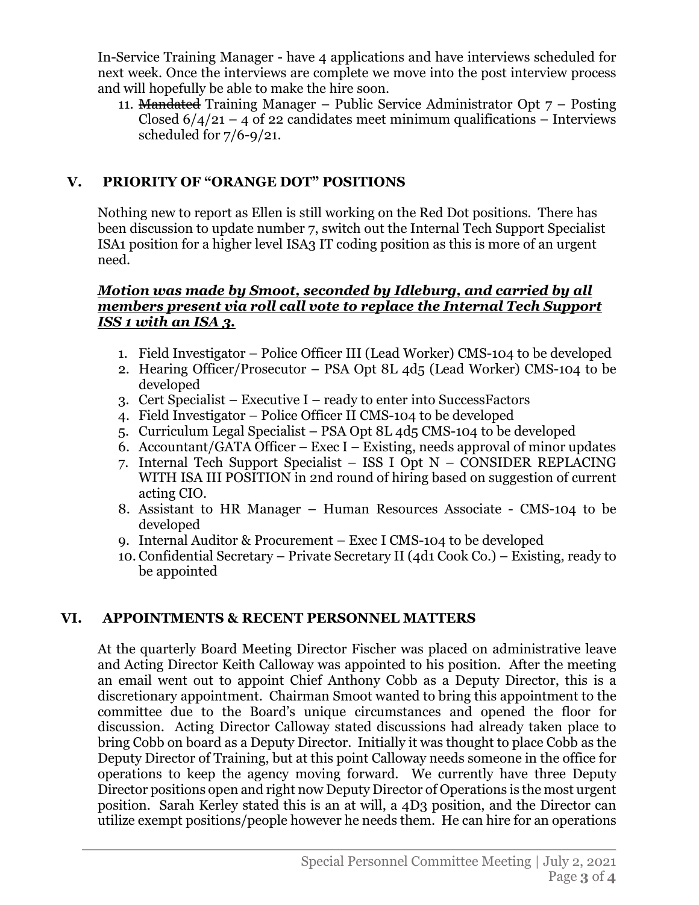In-Service Training Manager - have 4 applications and have interviews scheduled for next week. Once the interviews are complete we move into the post interview process and will hopefully be able to make the hire soon.

11. ~~Mandated~~ Training Manager – Public Service Administrator Opt 7 – Posting Closed 6/4/21 – 4 of 22 candidates meet minimum qualifications – Interviews scheduled for 7/6-9/21.

## V. PRIORITY OF "ORANGE DOT" POSITIONS

Nothing new to report as Ellen is still working on the Red Dot positions. There has been discussion to update number 7, switch out the Internal Tech Support Specialist ISA1 position for a higher level ISA3 IT coding position as this is more of an urgent need.

***Motion was made by Smoot, seconded by Idleburg, and carried by all members present via roll call vote to replace the Internal Tech Support ISS 1 with an ISA 3.***

1. Field Investigator – Police Officer III (Lead Worker) CMS-104 to be developed
2. Hearing Officer/Prosecutor – PSA Opt 8L 4d5 (Lead Worker) CMS-104 to be developed
3. Cert Specialist – Executive I – ready to enter into SuccessFactors
4. Field Investigator – Police Officer II CMS-104 to be developed
5. Curriculum Legal Specialist – PSA Opt 8L 4d5 CMS-104 to be developed
6. Accountant/GATA Officer – Exec I – Existing, needs approval of minor updates
7. Internal Tech Support Specialist – ISS I Opt N – CONSIDER REPLACING WITH ISA III POSITION in 2nd round of hiring based on suggestion of current acting CIO.
8. Assistant to HR Manager – Human Resources Associate - CMS-104 to be developed
9. Internal Auditor & Procurement – Exec I CMS-104 to be developed
10. Confidential Secretary – Private Secretary II (4d1 Cook Co.) – Existing, ready to be appointed

## VI. APPOINTMENTS & RECENT PERSONNEL MATTERS

At the quarterly Board Meeting Director Fischer was placed on administrative leave and Acting Director Keith Calloway was appointed to his position. After the meeting an email went out to appoint Chief Anthony Cobb as a Deputy Director, this is a discretionary appointment. Chairman Smoot wanted to bring this appointment to the committee due to the Board's unique circumstances and opened the floor for discussion. Acting Director Calloway stated discussions had already taken place to bring Cobb on board as a Deputy Director. Initially it was thought to place Cobb as the Deputy Director of Training, but at this point Calloway needs someone in the office for operations to keep the agency moving forward. We currently have three Deputy Director positions open and right now Deputy Director of Operations is the most urgent position. Sarah Kerley stated this is an at will, a 4D3 position, and the Director can utilize exempt positions/people however he needs them. He can hire for an operations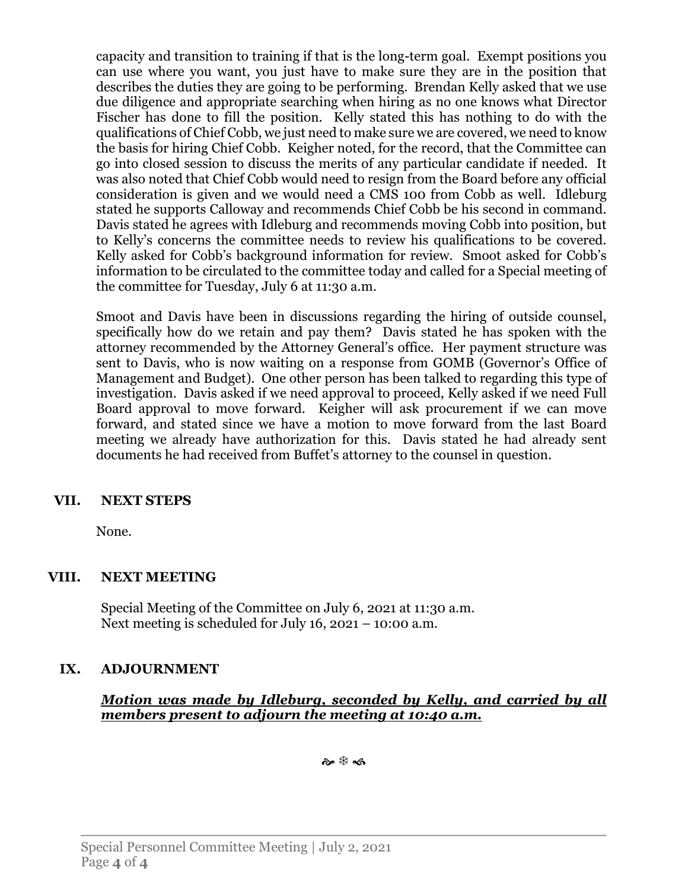capacity and transition to training if that is the long-term goal. Exempt positions you can use where you want, you just have to make sure they are in the position that describes the duties they are going to be performing. Brendan Kelly asked that we use due diligence and appropriate searching when hiring as no one knows what Director Fischer has done to fill the position. Kelly stated this has nothing to do with the qualifications of Chief Cobb, we just need to make sure we are covered, we need to know the basis for hiring Chief Cobb. Keigher noted, for the record, that the Committee can go into closed session to discuss the merits of any particular candidate if needed. It was also noted that Chief Cobb would need to resign from the Board before any official consideration is given and we would need a CMS 100 from Cobb as well. Idleburg stated he supports Calloway and recommends Chief Cobb be his second in command. Davis stated he agrees with Idleburg and recommends moving Cobb into position, but to Kelly's concerns the committee needs to review his qualifications to be covered. Kelly asked for Cobb's background information for review. Smoot asked for Cobb's information to be circulated to the committee today and called for a Special meeting of the committee for Tuesday, July 6 at 11:30 a.m.

Smoot and Davis have been in discussions regarding the hiring of outside counsel, specifically how do we retain and pay them? Davis stated he has spoken with the attorney recommended by the Attorney General's office. Her payment structure was sent to Davis, who is now waiting on a response from GOMB (Governor's Office of Management and Budget). One other person has been talked to regarding this type of investigation. Davis asked if we need approval to proceed, Kelly asked if we need Full Board approval to move forward. Keigher will ask procurement if we can move forward, and stated since we have a motion to move forward from the last Board meeting we already have authorization for this. Davis stated he had already sent documents he had received from Buffet's attorney to the counsel in question.

## VII. NEXT STEPS

None.

## VIII. NEXT MEETING

Special Meeting of the Committee on July 6, 2021 at 11:30 a.m.
Next meeting is scheduled for July 16, 2021 – 10:00 a.m.

## IX. ADJOURNMENT

***Motion was made by Idleburg, seconded by Kelly, and carried by all members present to adjourn the meeting at 10:40 a.m.***

☙ ❄ ❧